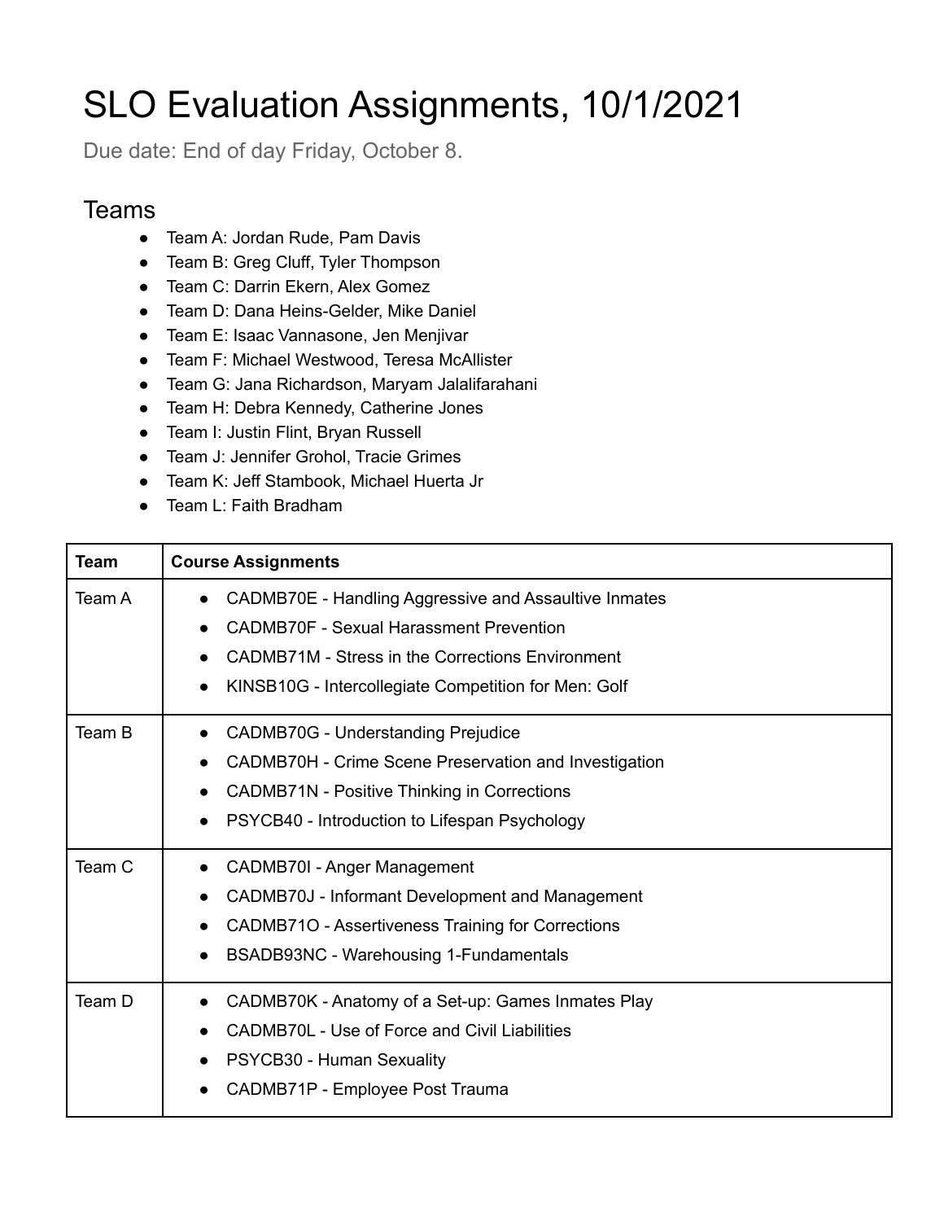# SLO Evaluation Assignments, 10/1/2021

Due date: End of day Friday, October 8.

## Teams

- Team A: Jordan Rude, Pam Davis
- Team B: Greg Cluff, Tyler Thompson
- Team C: Darrin Ekern, Alex Gomez
- Team D: Dana Heins-Gelder, Mike Daniel
- Team E: Isaac Vannasone, Jen Menjivar
- Team F: Michael Westwood, Teresa McAllister
- Team G: Jana Richardson, Maryam Jalalifarahani
- Team H: Debra Kennedy, Catherine Jones
- Team I: Justin Flint, Bryan Russell
- Team J: Jennifer Grohol, Tracie Grimes
- Team K: Jeff Stambook, Michael Huerta Jr
- Team L: Faith Bradham

| Team | Course Assignments |
|---|---|
| Team A | • CADMB70E - Handling Aggressive and Assaultive Inmates<br>• CADMB70F - Sexual Harassment Prevention<br>• CADMB71M - Stress in the Corrections Environment<br>• KINSB10G - Intercollegiate Competition for Men: Golf |
| Team B | • CADMB70G - Understanding Prejudice<br>• CADMB70H - Crime Scene Preservation and Investigation<br>• CADMB71N - Positive Thinking in Corrections<br>• PSYCB40 - Introduction to Lifespan Psychology |
| Team C | • CADMB70I - Anger Management<br>• CADMB70J - Informant Development and Management<br>• CADMB71O - Assertiveness Training for Corrections<br>• BSADB93NC - Warehousing 1-Fundamentals |
| Team D | • CADMB70K - Anatomy of a Set-up: Games Inmates Play<br>• CADMB70L - Use of Force and Civil Liabilities<br>• PSYCB30 - Human Sexuality<br>• CADMB71P - Employee Post Trauma |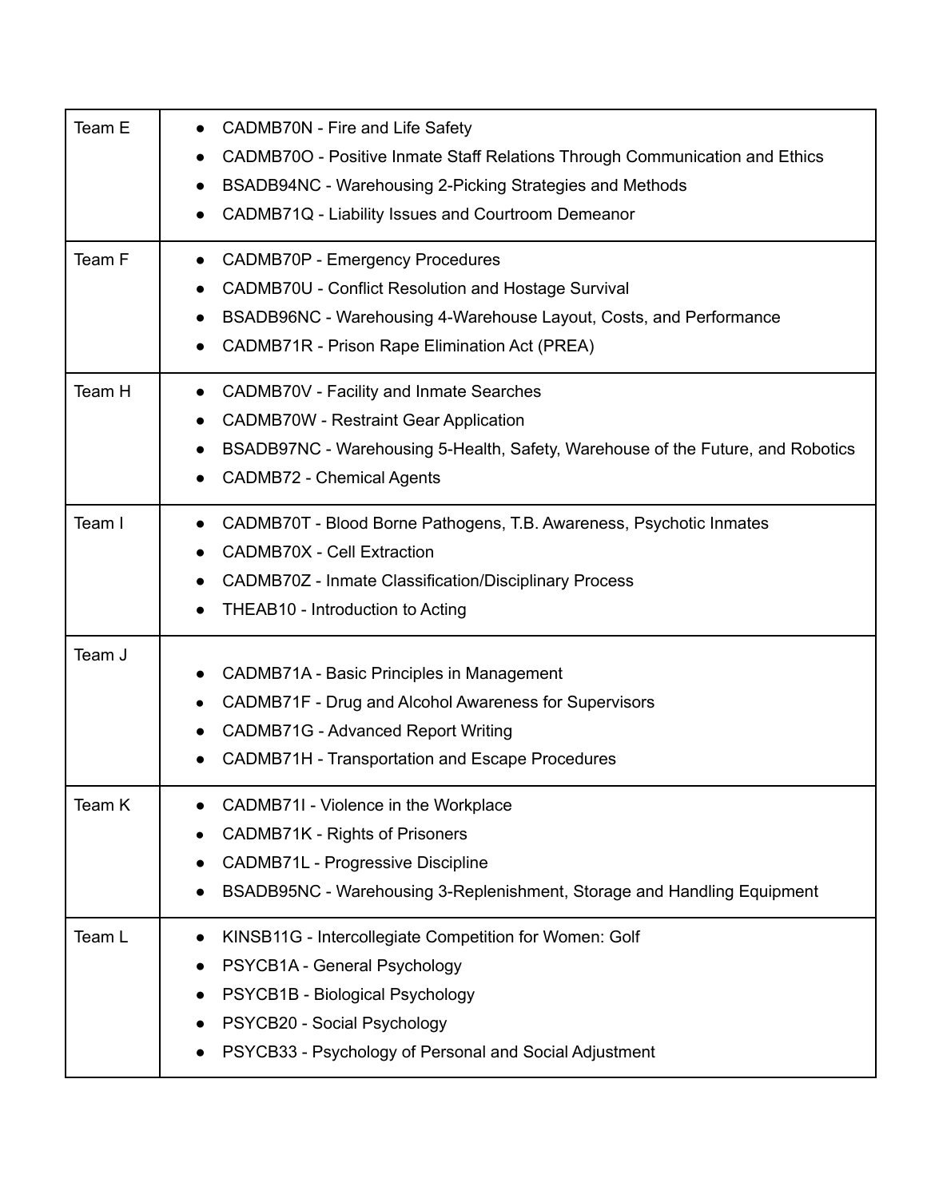| | |
|---|---|
| Team E | • CADMB70N - Fire and Life Safety<br>• CADMB70O - Positive Inmate Staff Relations Through Communication and Ethics<br>• BSADB94NC - Warehousing 2-Picking Strategies and Methods<br>• CADMB71Q - Liability Issues and Courtroom Demeanor |
| Team F | • CADMB70P - Emergency Procedures<br>• CADMB70U - Conflict Resolution and Hostage Survival<br>• BSADB96NC - Warehousing 4-Warehouse Layout, Costs, and Performance<br>• CADMB71R - Prison Rape Elimination Act (PREA) |
| Team H | • CADMB70V - Facility and Inmate Searches<br>• CADMB70W - Restraint Gear Application<br>• BSADB97NC - Warehousing 5-Health, Safety, Warehouse of the Future, and Robotics<br>• CADMB72 - Chemical Agents |
| Team I | • CADMB70T - Blood Borne Pathogens, T.B. Awareness, Psychotic Inmates<br>• CADMB70X - Cell Extraction<br>• CADMB70Z - Inmate Classification/Disciplinary Process<br>• THEAB10 - Introduction to Acting |
| Team J | • CADMB71A - Basic Principles in Management<br>• CADMB71F - Drug and Alcohol Awareness for Supervisors<br>• CADMB71G - Advanced Report Writing<br>• CADMB71H - Transportation and Escape Procedures |
| Team K | • CADMB71I - Violence in the Workplace<br>• CADMB71K - Rights of Prisoners<br>• CADMB71L - Progressive Discipline<br>• BSADB95NC - Warehousing 3-Replenishment, Storage and Handling Equipment |
| Team L | • KINSB11G - Intercollegiate Competition for Women: Golf<br>• PSYCB1A - General Psychology<br>• PSYCB1B - Biological Psychology<br>• PSYCB20 - Social Psychology<br>• PSYCB33 - Psychology of Personal and Social Adjustment |